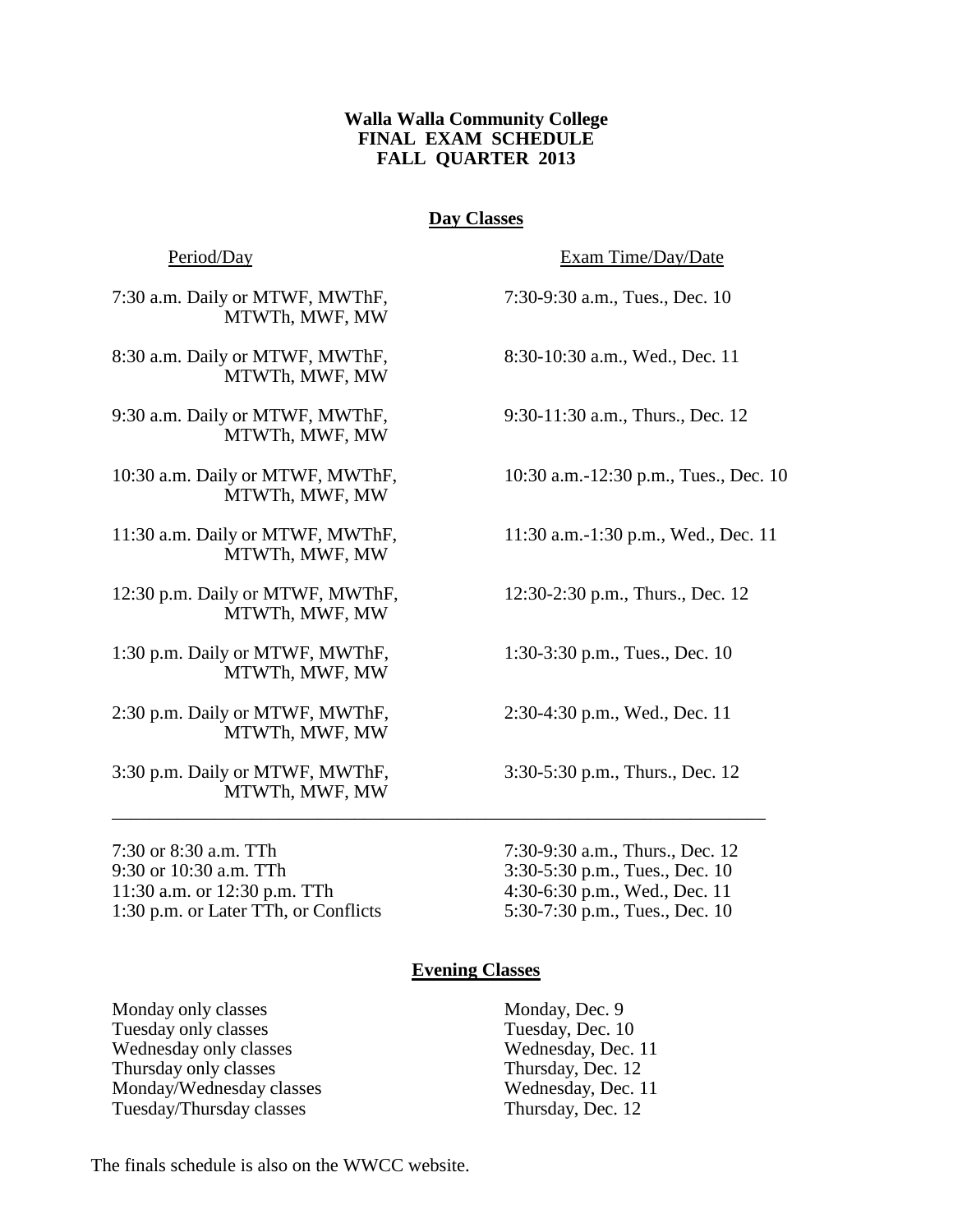**Walla Walla Community College**
**FINAL EXAM SCHEDULE**
**FALL QUARTER 2013**

## Day Classes

| Period/Day | Exam Time/Day/Date |
|---|---|
| 7:30 a.m. Daily or MTWF, MWThF, MTWTh, MWF, MW | 7:30-9:30 a.m., Tues., Dec. 10 |
| 8:30 a.m. Daily or MTWF, MWThF, MTWTh, MWF, MW | 8:30-10:30 a.m., Wed., Dec. 11 |
| 9:30 a.m. Daily or MTWF, MWThF, MTWTh, MWF, MW | 9:30-11:30 a.m., Thurs., Dec. 12 |
| 10:30 a.m. Daily or MTWF, MWThF, MTWTh, MWF, MW | 10:30 a.m.-12:30 p.m., Tues., Dec. 10 |
| 11:30 a.m. Daily or MTWF, MWThF, MTWTh, MWF, MW | 11:30 a.m.-1:30 p.m., Wed., Dec. 11 |
| 12:30 p.m. Daily or MTWF, MWThF, MTWTh, MWF, MW | 12:30-2:30 p.m., Thurs., Dec. 12 |
| 1:30 p.m. Daily or MTWF, MWThF, MTWTh, MWF, MW | 1:30-3:30 p.m., Tues., Dec. 10 |
| 2:30 p.m. Daily or MTWF, MWThF, MTWTh, MWF, MW | 2:30-4:30 p.m., Wed., Dec. 11 |
| 3:30 p.m. Daily or MTWF, MWThF, MTWTh, MWF, MW | 3:30-5:30 p.m., Thurs., Dec. 12 |
| 7:30 or 8:30 a.m. TTh | 7:30-9:30 a.m., Thurs., Dec. 12 |
| 9:30 or 10:30 a.m. TTh | 3:30-5:30 p.m., Tues., Dec. 10 |
| 11:30 a.m. or 12:30 p.m. TTh | 4:30-6:30 p.m., Wed., Dec. 11 |
| 1:30 p.m. or Later TTh, or Conflicts | 5:30-7:30 p.m., Tues., Dec. 10 |

## Evening Classes

| | |
|---|---|
| Monday only classes | Monday, Dec. 9 |
| Tuesday only classes | Tuesday, Dec. 10 |
| Wednesday only classes | Wednesday, Dec. 11 |
| Thursday only classes | Thursday, Dec. 12 |
| Monday/Wednesday classes | Wednesday, Dec. 11 |
| Tuesday/Thursday classes | Thursday, Dec. 12 |

The finals schedule is also on the WWCC website.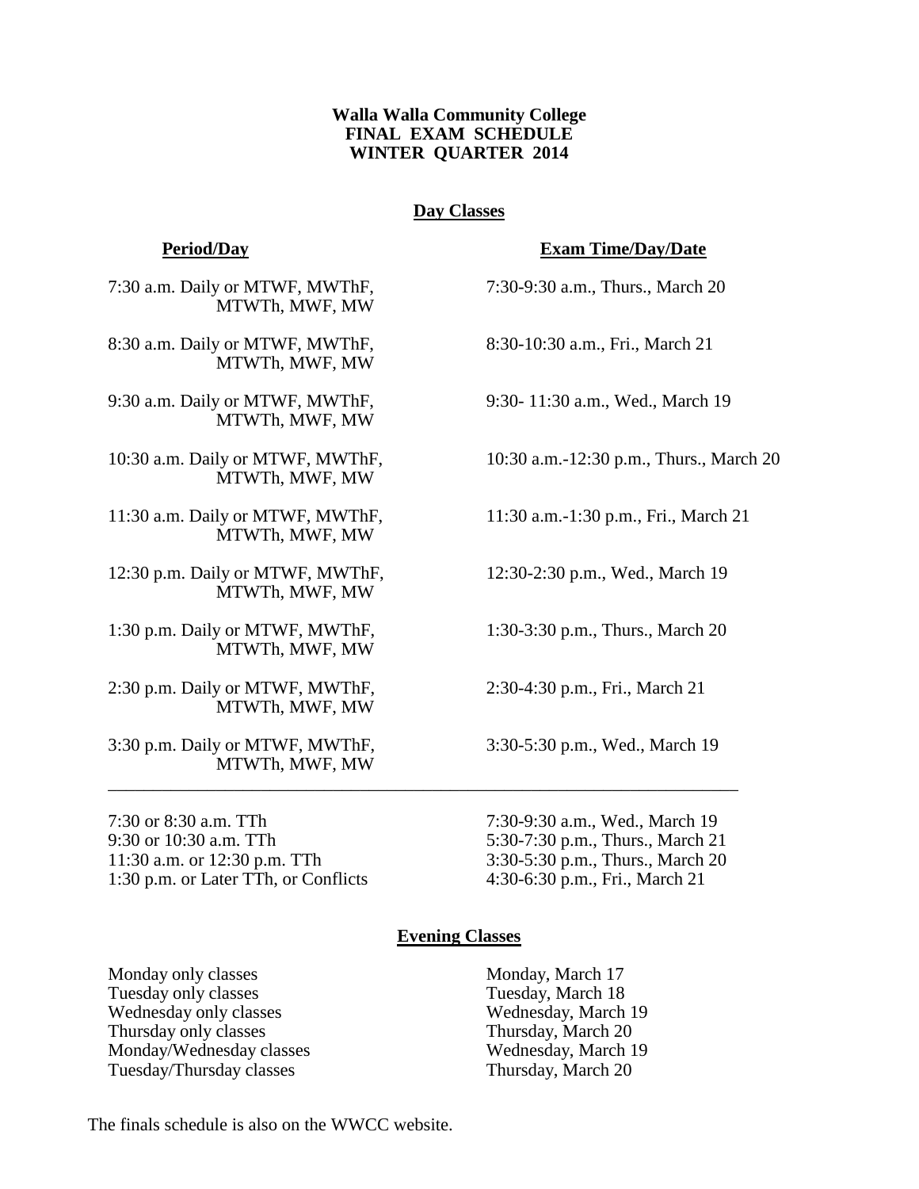# Walla Walla Community College
## FINAL EXAM SCHEDULE
## WINTER QUARTER 2014

### Day Classes

| Period/Day | Exam Time/Day/Date |
|---|---|
| 7:30 a.m. Daily or MTWF, MWThF, MTWTh, MWF, MW | 7:30-9:30 a.m., Thurs., March 20 |
| 8:30 a.m. Daily or MTWF, MWThF, MTWTh, MWF, MW | 8:30-10:30 a.m., Fri., March 21 |
| 9:30 a.m. Daily or MTWF, MWThF, MTWTh, MWF, MW | 9:30- 11:30 a.m., Wed., March 19 |
| 10:30 a.m. Daily or MTWF, MWThF, MTWTh, MWF, MW | 10:30 a.m.-12:30 p.m., Thurs., March 20 |
| 11:30 a.m. Daily or MTWF, MWThF, MTWTh, MWF, MW | 11:30 a.m.-1:30 p.m., Fri., March 21 |
| 12:30 p.m. Daily or MTWF, MWThF, MTWTh, MWF, MW | 12:30-2:30 p.m., Wed., March 19 |
| 1:30 p.m. Daily or MTWF, MWThF, MTWTh, MWF, MW | 1:30-3:30 p.m., Thurs., March 20 |
| 2:30 p.m. Daily or MTWF, MWThF, MTWTh, MWF, MW | 2:30-4:30 p.m., Fri., March 21 |
| 3:30 p.m. Daily or MTWF, MWThF, MTWTh, MWF, MW | 3:30-5:30 p.m., Wed., March 19 |

---

| Period/Day | Exam Time/Day/Date |
|---|---|
| 7:30 or 8:30 a.m. TTh | 7:30-9:30 a.m., Wed., March 19 |
| 9:30 or 10:30 a.m. TTh | 5:30-7:30 p.m., Thurs., March 21 |
| 11:30 a.m. or 12:30 p.m. TTh | 3:30-5:30 p.m., Thurs., March 20 |
| 1:30 p.m. or Later TTh, or Conflicts | 4:30-6:30 p.m., Fri., March 21 |

### Evening Classes

| Classes | Exam Day |
|---|---|
| Monday only classes | Monday, March 17 |
| Tuesday only classes | Tuesday, March 18 |
| Wednesday only classes | Wednesday, March 19 |
| Thursday only classes | Thursday, March 20 |
| Monday/Wednesday classes | Wednesday, March 19 |
| Tuesday/Thursday classes | Thursday, March 20 |

The finals schedule is also on the WWCC website.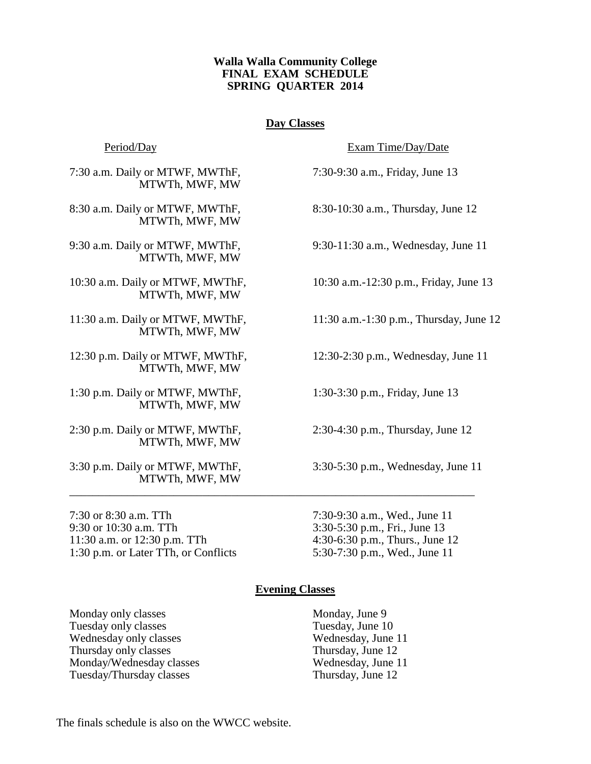**Walla Walla Community College**
**FINAL EXAM SCHEDULE**
**SPRING QUARTER 2014**

## Day Classes

| Period/Day | Exam Time/Day/Date |
|---|---|
| 7:30 a.m. Daily or MTWF, MWThF, MTWTh, MWF, MW | 7:30-9:30 a.m., Friday, June 13 |
| 8:30 a.m. Daily or MTWF, MWThF, MTWTh, MWF, MW | 8:30-10:30 a.m., Thursday, June 12 |
| 9:30 a.m. Daily or MTWF, MWThF, MTWTh, MWF, MW | 9:30-11:30 a.m., Wednesday, June 11 |
| 10:30 a.m. Daily or MTWF, MWThF, MTWTh, MWF, MW | 10:30 a.m.-12:30 p.m., Friday, June 13 |
| 11:30 a.m. Daily or MTWF, MWThF, MTWTh, MWF, MW | 11:30 a.m.-1:30 p.m., Thursday, June 12 |
| 12:30 p.m. Daily or MTWF, MWThF, MTWTh, MWF, MW | 12:30-2:30 p.m., Wednesday, June 11 |
| 1:30 p.m. Daily or MTWF, MWThF, MTWTh, MWF, MW | 1:30-3:30 p.m., Friday, June 13 |
| 2:30 p.m. Daily or MTWF, MWThF, MTWTh, MWF, MW | 2:30-4:30 p.m., Thursday, June 12 |
| 3:30 p.m. Daily or MTWF, MWThF, MTWTh, MWF, MW | 3:30-5:30 p.m., Wednesday, June 11 |

---

| | |
|---|---|
| 7:30 or 8:30 a.m. TTh | 7:30-9:30 a.m., Wed., June 11 |
| 9:30 or 10:30 a.m. TTh | 3:30-5:30 p.m., Fri., June 13 |
| 11:30 a.m. or 12:30 p.m. TTh | 4:30-6:30 p.m., Thurs., June 12 |
| 1:30 p.m. or Later TTh, or Conflicts | 5:30-7:30 p.m., Wed., June 11 |

## Evening Classes

| | |
|---|---|
| Monday only classes | Monday, June 9 |
| Tuesday only classes | Tuesday, June 10 |
| Wednesday only classes | Wednesday, June 11 |
| Thursday only classes | Thursday, June 12 |
| Monday/Wednesday classes | Wednesday, June 11 |
| Tuesday/Thursday classes | Thursday, June 12 |

The finals schedule is also on the WWCC website.